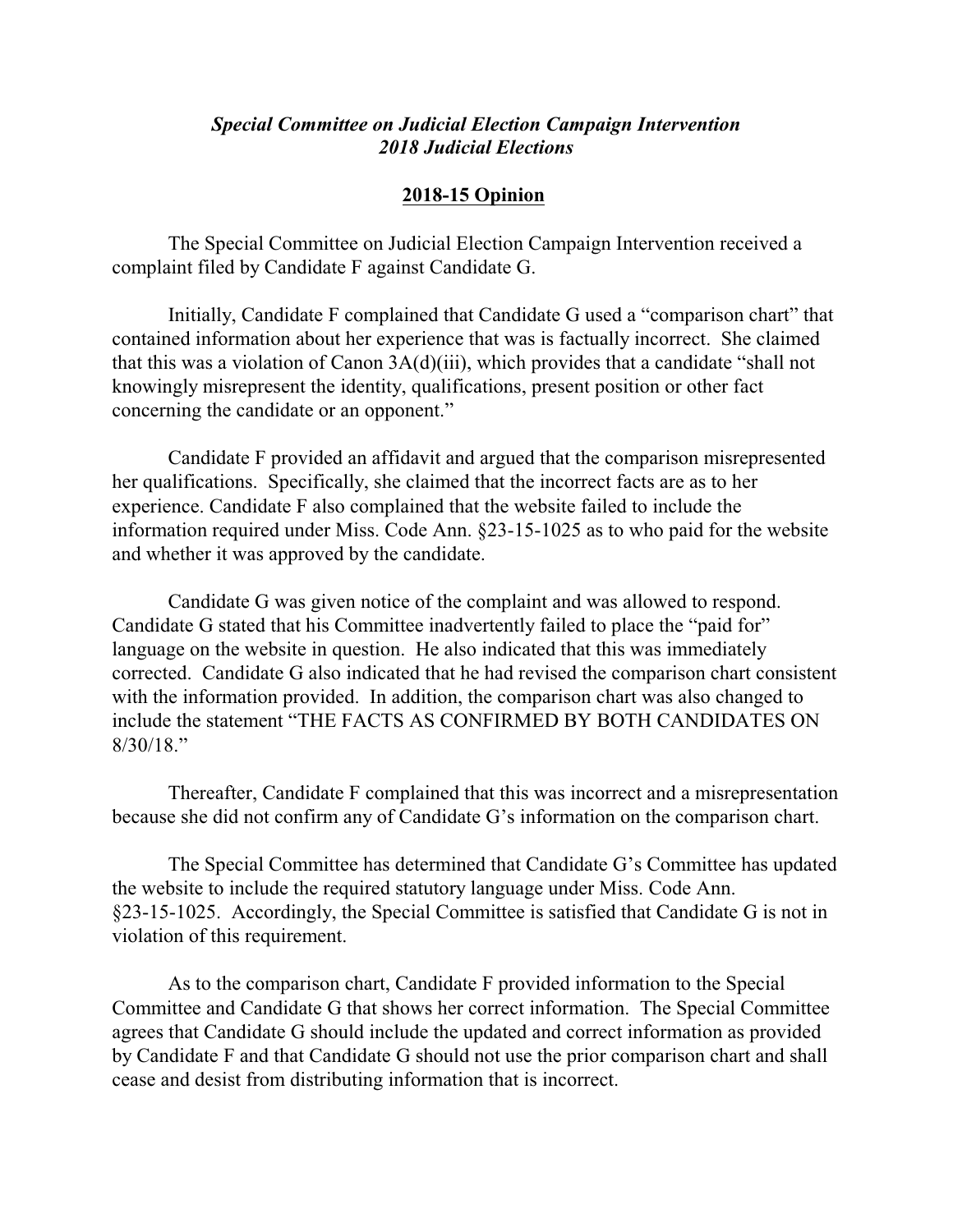***Special Committee on Judicial Election Campaign Intervention***
***2018 Judicial Elections***

**2018-15 Opinion**

The Special Committee on Judicial Election Campaign Intervention received a complaint filed by Candidate F against Candidate G.

Initially, Candidate F complained that Candidate G used a "comparison chart" that contained information about her experience that was is factually incorrect. She claimed that this was a violation of Canon 3A(d)(iii), which provides that a candidate "shall not knowingly misrepresent the identity, qualifications, present position or other fact concerning the candidate or an opponent."

Candidate F provided an affidavit and argued that the comparison misrepresented her qualifications. Specifically, she claimed that the incorrect facts are as to her experience. Candidate F also complained that the website failed to include the information required under Miss. Code Ann. §23-15-1025 as to who paid for the website and whether it was approved by the candidate.

Candidate G was given notice of the complaint and was allowed to respond. Candidate G stated that his Committee inadvertently failed to place the "paid for" language on the website in question. He also indicated that this was immediately corrected. Candidate G also indicated that he had revised the comparison chart consistent with the information provided. In addition, the comparison chart was also changed to include the statement "THE FACTS AS CONFIRMED BY BOTH CANDIDATES ON 8/30/18."

Thereafter, Candidate F complained that this was incorrect and a misrepresentation because she did not confirm any of Candidate G's information on the comparison chart.

The Special Committee has determined that Candidate G's Committee has updated the website to include the required statutory language under Miss. Code Ann. §23-15-1025. Accordingly, the Special Committee is satisfied that Candidate G is not in violation of this requirement.

As to the comparison chart, Candidate F provided information to the Special Committee and Candidate G that shows her correct information. The Special Committee agrees that Candidate G should include the updated and correct information as provided by Candidate F and that Candidate G should not use the prior comparison chart and shall cease and desist from distributing information that is incorrect.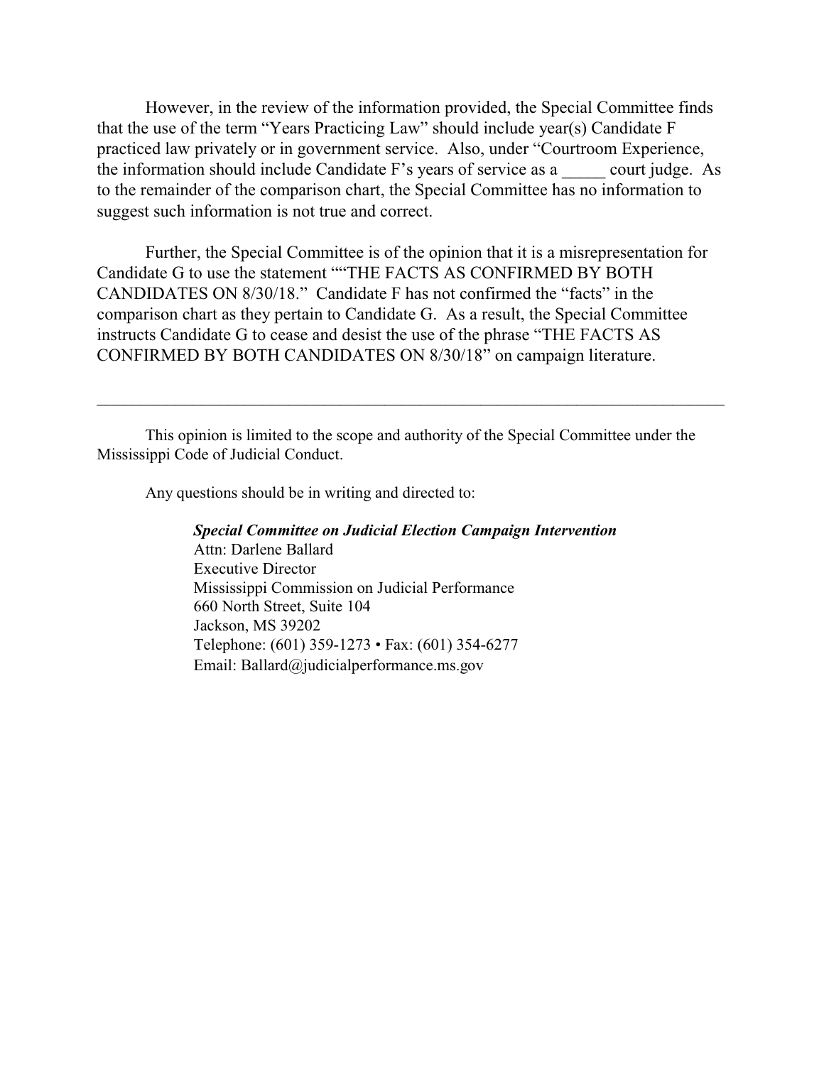However, in the review of the information provided, the Special Committee finds that the use of the term "Years Practicing Law" should include year(s) Candidate F practiced law privately or in government service. Also, under "Courtroom Experience, the information should include Candidate F's years of service as a _____ court judge. As to the remainder of the comparison chart, the Special Committee has no information to suggest such information is not true and correct.

Further, the Special Committee is of the opinion that it is a misrepresentation for Candidate G to use the statement ""THE FACTS AS CONFIRMED BY BOTH CANDIDATES ON 8/30/18." Candidate F has not confirmed the "facts" in the comparison chart as they pertain to Candidate G. As a result, the Special Committee instructs Candidate G to cease and desist the use of the phrase "THE FACTS AS CONFIRMED BY BOTH CANDIDATES ON 8/30/18" on campaign literature.

---

This opinion is limited to the scope and authority of the Special Committee under the Mississippi Code of Judicial Conduct.

Any questions should be in writing and directed to:

***Special Committee on Judicial Election Campaign Intervention***
Attn: Darlene Ballard
Executive Director
Mississippi Commission on Judicial Performance
660 North Street, Suite 104
Jackson, MS 39202
Telephone: (601) 359-1273 • Fax: (601) 354-6277
Email: Ballard@judicialperformance.ms.gov